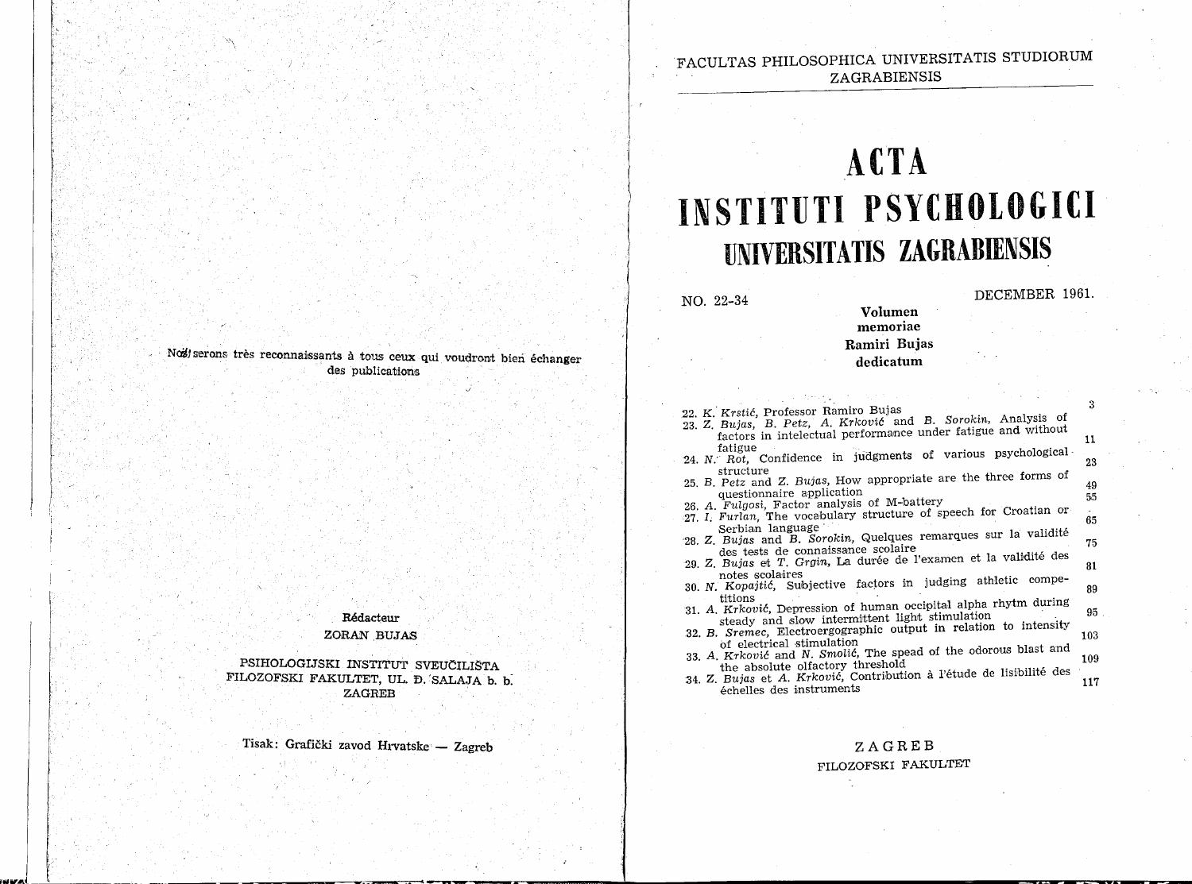Nous serons très reconnaissants à tous ceux qui voudront bien échanger des publications

**Rédacteur**
ZORAN BUJAS

PSIHOLOGIJSKI INSTITUT SVEUČILIŠTA
FILOZOFSKI FAKULTET, UL. Đ. SALAJA b. b.
ZAGREB

Tisak: Grafički zavod Hrvatske — Zagreb

FACULTAS PHILOSOPHICA UNIVERSITATIS STUDIORUM ZAGRABIENSIS

# ACTA INSTITUTI PSYCHOLOGICI UNIVERSITATIS ZAGRABIENSIS

NO. 22-34 DECEMBER 1961.

**Volumen memoriae Ramiri Bujas dedicatum**

22. *K. Krstić*, Professor Ramiro Bujas — 3
23. *Z. Bujas, B. Petz, A. Krković* and *B. Sorokin*, Analysis of factors in intelectual performance under fatigue and without fatigue — 11
24. *N. Rot*, Confidence in judgments of various psychological structure — 23
25. *B. Petz* and *Z. Bujas*, How appropriate are the three forms of questionnaire application — 49
26. *A. Fulgosi*, Factor analysis of M-battery — 55
27. *I. Furlan*, The vocabulary structure of speech for Croatian or Serbian language — 65
28. *Z. Bujas* and *B. Sorokin*, Quelques remarques sur la validité des tests de connaissance scolaire — 75
29. *Z. Bujas* et *T. Grgin*, La durée de l'examen et la validité des notes scolaires — 81
30. *N. Kopajtić*, Subjective factors in judging athletic competitions — 89
31. *A. Krković*, Depression of human occipital alpha rhytm during steady and slow intermittent light stimulation — 95
32. *B. Sremec*, Electroergographic output in relation to intensity of electrical stimulation — 103
33. *A. Krković* and *N. Smolić*, The spead of the odorous blast and the absolute olfactory threshold — 109
34. *Z. Bujas* et *A. Krković*, Contribution à l'étude de lisibilité des échelles des instruments — 117

ZAGREB
FILOZOFSKI FAKULTET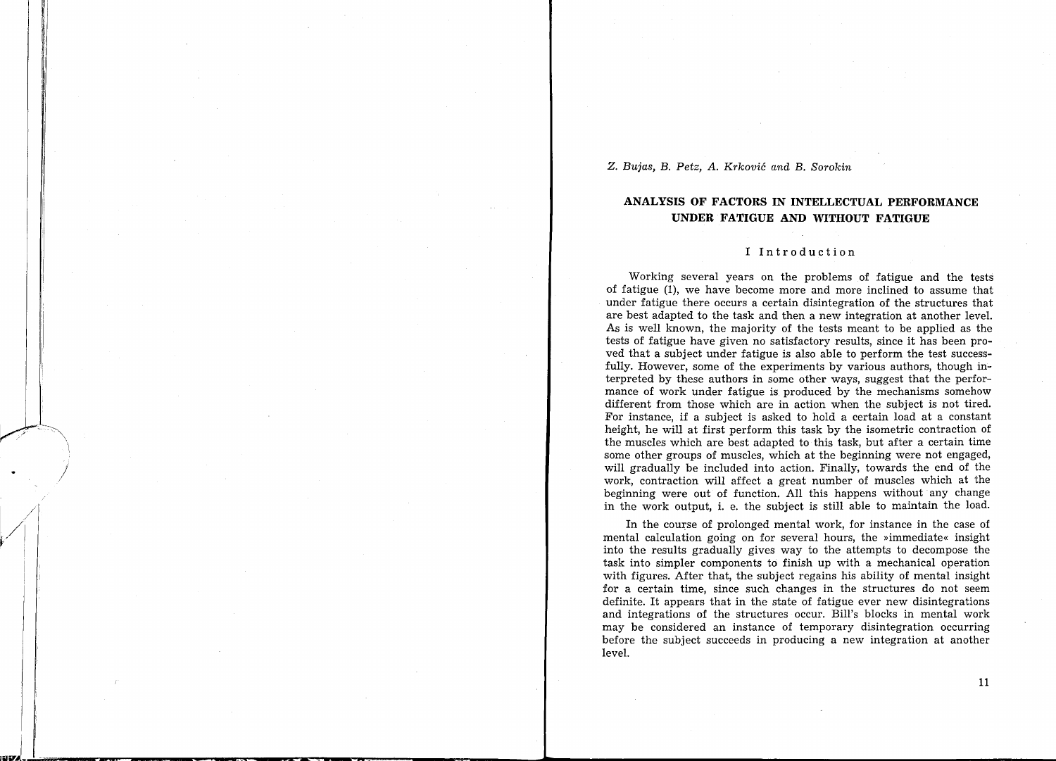*Z. Bujas, B. Petz, A. Krković and B. Sorokin*

# ANALYSIS OF FACTORS IN INTELLECTUAL PERFORMANCE UNDER FATIGUE AND WITHOUT FATIGUE

## I Introduction

Working several years on the problems of fatigue and the tests of fatigue (1), we have become more and more inclined to assume that under fatigue there occurs a certain disintegration of the structures that are best adapted to the task and then a new integration at another level. As is well known, the majority of the tests meant to be applied as the tests of fatigue have given no satisfactory results, since it has been proved that a subject under fatigue is also able to perform the test successfully. However, some of the experiments by various authors, though interpreted by these authors in some other ways, suggest that the performance of work under fatigue is produced by the mechanisms somehow different from those which are in action when the subject is not tired. For instance, if a subject is asked to hold a certain load at a constant height, he will at first perform this task by the isometric contraction of the muscles which are best adapted to this task, but after a certain time some other groups of muscles, which at the beginning were not engaged, will gradually be included into action. Finally, towards the end of the work, contraction will affect a great number of muscles which at the beginning were out of function. All this happens without any change in the work output, i. e. the subject is still able to maintain the load.

In the course of prolonged mental work, for instance in the case of mental calculation going on for several hours, the »immediate« insight into the results gradually gives way to the attempts to decompose the task into simpler components to finish up with a mechanical operation with figures. After that, the subject regains his ability of mental insight for a certain time, since such changes in the structures do not seem definite. It appears that in the state of fatigue ever new disintegrations and integrations of the structures occur. Bill's blocks in mental work may be considered an instance of temporary disintegration occurring before the subject succeeds in producing a new integration at another level.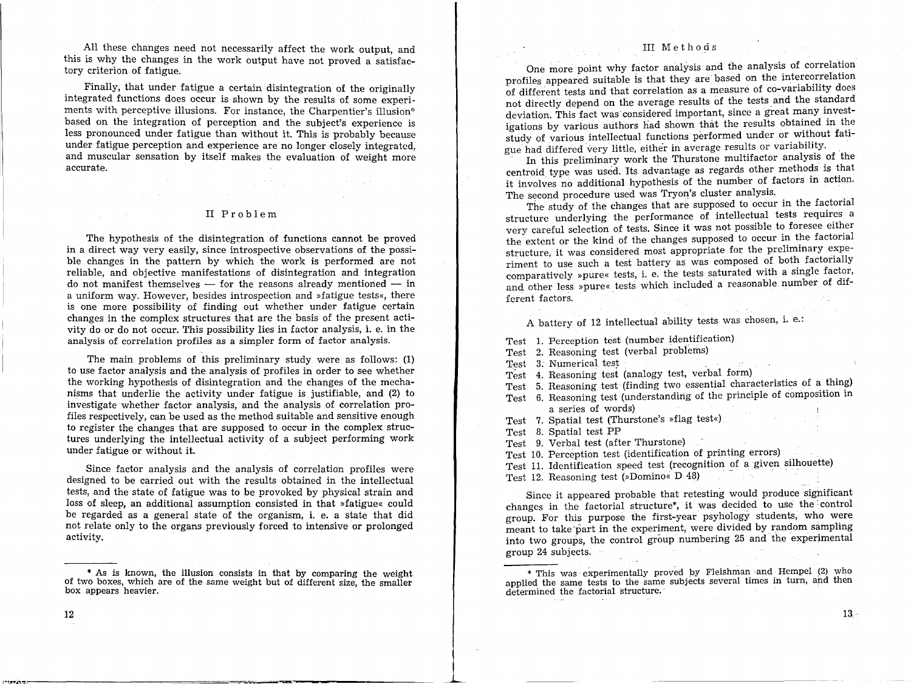All these changes need not necessarily affect the work output, and this is why the changes in the work output have not proved a satisfactory criterion of fatigue.

Finally, that under fatigue a certain disintegration of the originally integrated functions does occur is shown by the results of some experiments with perceptive illusions. For instance, the Charpentier's illusion* based on the integration of perception and the subject's experience is less pronounced under fatigue than without it. This is probably because under fatigue perception and experience are no longer closely integrated, and muscular sensation by itself makes the evaluation of weight more accurate.

## II Problem

The hypothesis of the disintegration of functions cannot be proved in a direct way very easily, since introspective observations of the possible changes in the pattern by which the work is performed are not reliable, and objective manifestations of disintegration and integration do not manifest themselves — for the reasons already mentioned — in a uniform way. However, besides introspection and »fatigue tests«, there is one more possibility of finding out whether under fatigue certain changes in the complex structures that are the basis of the present activity do or do not occur. This possibility lies in factor analysis, i. e. in the analysis of correlation profiles as a simpler form of factor analysis.

The main problems of this preliminary study were as follows: (1) to use factor analysis and the analysis of profiles in order to see whether the working hypothesis of disintegration and the changes of the mechanisms that underlie the activity under fatigue is justifiable, and (2) to investigate whether factor analysis, and the analysis of correlation profiles respectively, can be used as the method suitable and sensitive enough to register the changes that are supposed to occur in the complex structures underlying the intellectual activity of a subject performing work under fatigue or without it.

Since factor analysis and the analysis of correlation profiles were designed to be carried out with the results obtained in the intellectual tests, and the state of fatigue was to be provoked by physical strain and loss of sleep, an additional assumption consisted in that »fatigue« could be regarded as a general state of the organism, i. e. a state that did not relate only to the organs previously forced to intensive or prolonged activity.

* As is known, the illusion consists in that by comparing the weight of two boxes, which are of the same weight but of different size, the smaller box appears heavier.

## III Methods

One more point why factor analysis and the analysis of correlation profiles appeared suitable is that they are based on the intercorrelation of different tests and that correlation as a measure of co-variability does not directly depend on the average results of the tests and the standard deviation. This fact was considered important, since a great many investigations by various authors had shown that the results obtained in the study of various intellectual functions performed under or without fatigue had differed very little, either in average results or variability.

In this preliminary work the Thurstone multifactor analysis of the centroid type was used. Its advantage as regards other methods is that it involves no additional hypothesis of the number of factors in action. The second procedure used was Tryon's cluster analysis.

The study of the changes that are supposed to occur in the factorial structure underlying the performance of intellectual tests requires a very careful selection of tests. Since it was not possible to foresee either the extent or the kind of the changes supposed to occur in the factorial structure, it was considered most appropriate for the preliminary experiment to use such a test battery as was composed of both factorially comparatively »pure« tests, i. e. the tests saturated with a single factor, and other less »pure« tests which included a reasonable number of different factors.

A battery of 12 intellectual ability tests was chosen, i. e.:

- Test 1. Perception test (number identification)
- Test 2. Reasoning test (verbal problems)
- Test 3. Numerical test
- Test 4. Reasoning test (analogy test, verbal form)
- Test 5. Reasoning test (finding two essential characteristics of a thing)
- Test 6. Reasoning test (understanding of the principle of composition in a series of words)
- Test 7. Spatial test (Thurstone's »flag test«)
- Test 8. Spatial test PP
- Test 9. Verbal test (after Thurstone)
- Test 10. Perception test (identification of printing errors)
- Test 11. Identification speed test (recognition of a given silhouette)
- Test 12. Reasoning test (»Domino« D 48)

Since it appeared probable that retesting would produce significant changes in the factorial structure*, it was decided to use the control group. For this purpose the first-year psychology students, who were meant to take part in the experiment, were divided by random sampling into two groups, the control group numbering 25 and the experimental group 24 subjects.

* This was experimentally proved by Fleishman and Hempel (2) who applied the same tests to the same subjects several times in turn, and then determined the factorial structure.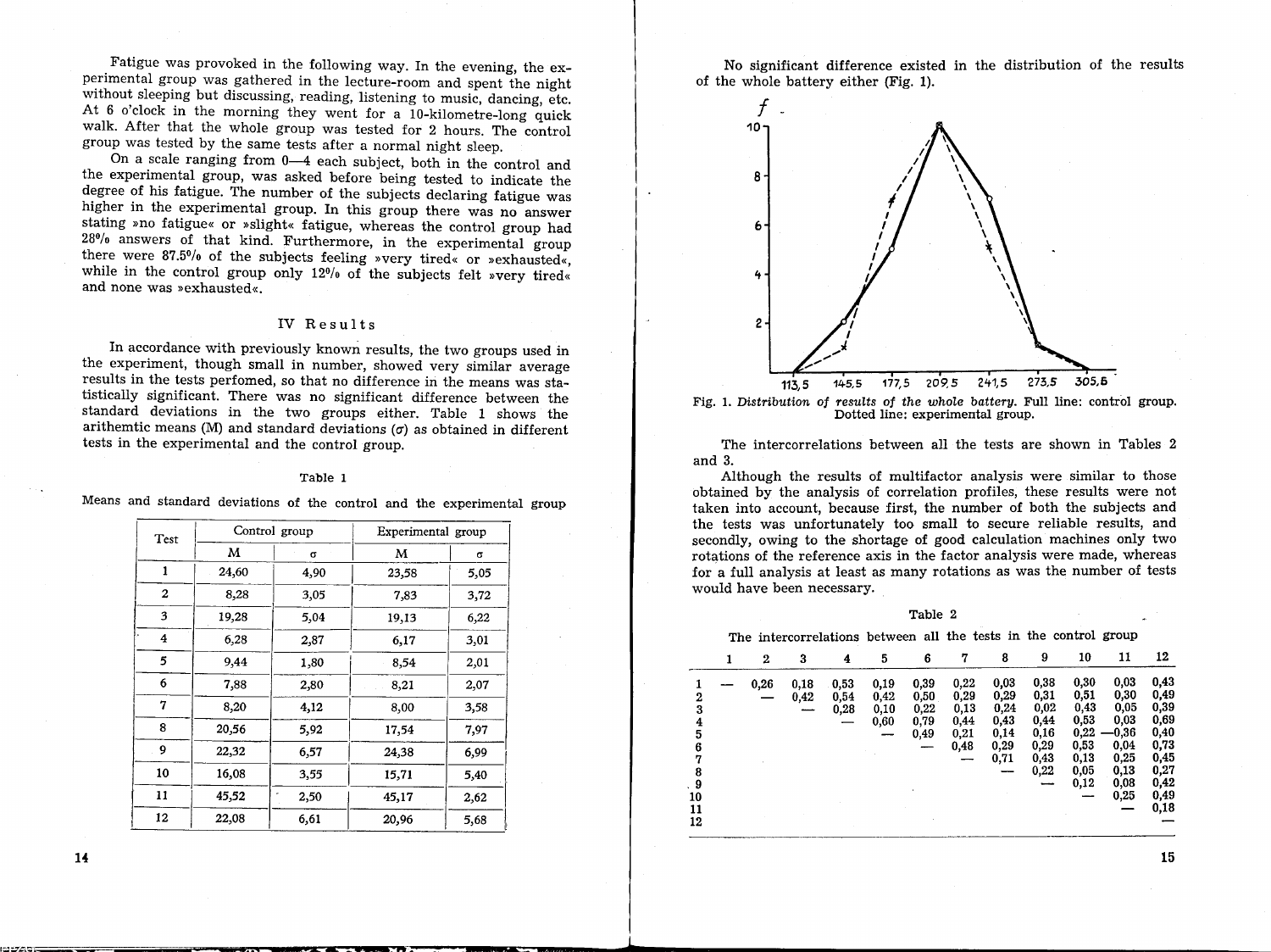Fatigue was provoked in the following way. In the evening, the experimental group was gathered in the lecture-room and spent the night without sleeping but discussing, reading, listening to music, dancing, etc. At 6 o'clock in the morning they went for a 10-kilometre-long quick walk. After that the whole group was tested for 2 hours. The control group was tested by the same tests after a normal night sleep.

On a scale ranging from 0—4 each subject, both in the control and the experimental group, was asked before being tested to indicate the degree of his fatigue. The number of the subjects declaring fatigue was higher in the experimental group. In this group there was no answer stating »no fatigue« or »slight« fatigue, whereas the control group had 28% answers of that kind. Furthermore, in the experimental group there were 87.5% of the subjects feeling »very tired« or »exhausted«, while in the control group only 12% of the subjects felt »very tired« and none was »exhausted«.

## IV Results

In accordance with previously known results, the two groups used in the experiment, though small in number, showed very similar average results in the tests perfomed, so that no difference in the means was statistically significant. There was no significant difference between the standard deviations in the two groups either. Table 1 shows the arithemtic means (M) and standard deviations ($\sigma$) as obtained in different tests in the experimental and the control group.

Table 1

Means and standard deviations of the control and the experimental group

| Test | Control group | | Experimental group | |
|---|---|---|---|---|
| | M | $\sigma$ | M | $\sigma$ |
| 1 | 24,60 | 4,90 | 23,58 | 5,05 |
| 2 | 8,28 | 3,05 | 7,83 | 3,72 |
| 3 | 19,28 | 5,04 | 19,13 | 6,22 |
| 4 | 6,28 | 2,87 | 6,17 | 3,01 |
| 5 | 9,44 | 1,80 | 8,54 | 2,01 |
| 6 | 7,88 | 2,80 | 8,21 | 2,07 |
| 7 | 8,20 | 4,12 | 8,00 | 3,58 |
| 8 | 20,56 | 5,92 | 17,54 | 7,97 |
| 9 | 22,32 | 6,57 | 24,38 | 6,99 |
| 10 | 16,08 | 3,55 | 15,71 | 5,40 |
| 11 | 45,52 | 2,50 | 45,17 | 2,62 |
| 12 | 22,08 | 6,61 | 20,96 | 5,68 |

No significant difference existed in the distribution of the results of the whole battery either (Fig. 1).

Fig. 1. *Distribution of results of the whole battery.* Full line: control group. Dotted line: experimental group.

The intercorrelations between all the tests are shown in Tables 2 and 3.

Although the results of multifactor analysis were similar to those obtained by the analysis of correlation profiles, these results were not taken into account, because first, the number of both the subjects and the tests was unfortunately too small to secure reliable results, and secondly, owing to the shortage of good calculation machines only two rotations of the reference axis in the factor analysis were made, whereas for a full analysis at least as many rotations as was the number of tests would have been necessary.

Table 2

The intercorrelations between all the tests in the control group

| | 1 | 2 | 3 | 4 | 5 | 6 | 7 | 8 | 9 | 10 | 11 | 12 |
|---|---|---|---|---|---|---|---|---|---|---|---|---|
| 1 | — | 0,26 | 0,18 | 0,53 | 0,19 | 0,39 | 0,22 | 0,03 | 0,38 | 0,30 | 0,03 | 0,43 |
| 2 | | — | 0,42 | 0,54 | 0,42 | 0,50 | 0,29 | 0,29 | 0,31 | 0,51 | 0,30 | 0,49 |
| 3 | | | — | 0,28 | 0,10 | 0,22 | 0,13 | 0,24 | 0,02 | 0,43 | 0,05 | 0,39 |
| 4 | | | | — | 0,60 | 0,79 | 0,44 | 0,43 | 0,44 | 0,53 | 0,03 | 0,69 |
| 5 | | | | | — | 0,49 | 0,21 | 0,14 | 0,16 | 0,22 | —0,36 | 0,40 |
| 6 | | | | | | — | 0,48 | 0,29 | 0,29 | 0,53 | 0,04 | 0,73 |
| 7 | | | | | | | — | 0,71 | 0,43 | 0,13 | 0,25 | 0,45 |
| 8 | | | | | | | | — | 0,22 | 0,05 | 0,13 | 0,27 |
| 9 | | | | | | | | | — | 0,12 | 0,08 | 0,42 |
| 10 | | | | | | | | | | — | 0,25 | 0,49 |
| 11 | | | | | | | | | | | — | 0,18 |
| 12 | | | | | | | | | | | | — |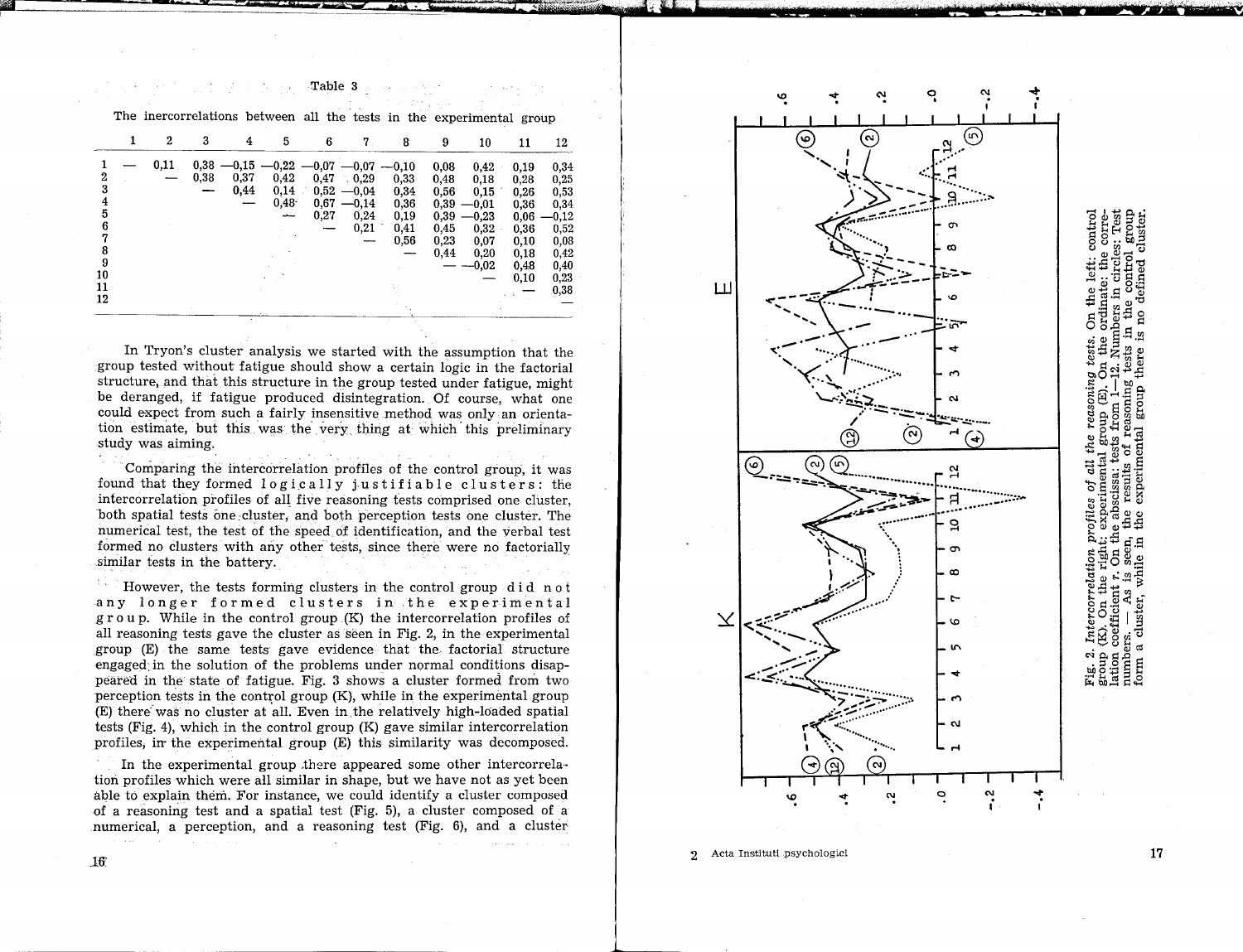Table 3

The inercorrelations between all the tests in the experimental group

| | 1 | 2 | 3 | 4 | 5 | 6 | 7 | 8 | 9 | 10 | 11 | 12 |
|---|---|---|---|---|---|---|---|---|---|---|---|---|
| 1 | — | 0,11 | 0,38 | —0,15 | —0,22 | —0,07 | —0,07 | —0,10 | 0,08 | 0,42 | 0,19 | 0,34 |
| 2 | | — | 0,38 | 0,37 | 0,42 | 0,47 | 0,29 | 0,33 | 0,48 | 0,18 | 0,28 | 0,25 |
| 3 | | | — | 0,44 | 0,14 | 0,52 | —0,04 | 0,34 | 0,56 | 0,15 | 0,26 | 0,53 |
| 4 | | | | — | 0,48 | 0,67 | —0,14 | 0,36 | 0,39 | —0,01 | 0,36 | 0,34 |
| 5 | | | | | — | 0,27 | 0,24 | 0,19 | 0,39 | —0,23 | 0,06 | —0,12 |
| 6 | | | | | | — | 0,21 | 0,41 | 0,45 | 0,32 | 0,36 | 0,52 |
| 7 | | | | | | | — | 0,56 | 0,23 | 0,07 | 0,10 | 0,08 |
| 8 | | | | | | | | — | 0,44 | 0,20 | 0,18 | 0,42 |
| 9 | | | | | | | | | — | —0,02 | 0,48 | 0,40 |
| 10 | | | | | | | | | | — | 0,10 | 0,23 |
| 11 | | | | | | | | | | | — | 0,38 |
| 12 | | | | | | | | | | | | — |

In Tryon's cluster analysis we started with the assumption that the group tested without fatigue should show a certain logic in the factorial structure, and that this structure in the group tested under fatigue, might be deranged, if fatigue produced disintegration. Of course, what one could expect from such a fairly insensitive method was only an orientation estimate, but this was the very thing at which this preliminary study was aiming.

Comparing the intercorrelation profiles of the control group, it was found that they formed l o g i c a l l y j u s t i f i a b l e c l u s t e r s: the intercorrelation profiles of all five reasoning tests comprised one cluster, both spatial tests one cluster, and both perception tests one cluster. The numerical test, the test of the speed of identification, and the verbal test formed no clusters with any other tests, since there were no factorially similar tests in the battery.

However, the tests forming clusters in the control group d i d n o t a n y l o n g e r f o r m e d c l u s t e r s i n t h e e x p e r i m e n t a l g r o u p. While in the control group (K) the intercorrelation profiles of all reasoning tests gave the cluster as seen in Fig. 2, in the experimental group (E) the same tests gave evidence that the factorial structure engaged in the solution of the problems under normal conditions disappeared in the state of fatigue. Fig. 3 shows a cluster formed from two perception tests in the control group (K), while in the experimental group (E) there was no cluster at all. Even in the relatively high-loaded spatial tests (Fig. 4), which in the control group (K) gave similar intercorrelation profiles, in the experimental group (E) this similarity was decomposed.

In the experimental group there appeared some other intercorrelation profiles which were all similar in shape, but we have not as yet been able to explain them. For instance, we could identify a cluster composed of a reasoning test and a spatial test (Fig. 5), a cluster composed of a numerical, a perception, and a reasoning test (Fig. 6), and a cluster

Fig. 2. *Intercorrelation profiles of all the reasoning tests.* On the left: control group (K). On the right: experimental group (E). On the ordinate: the correlation coefficient r. On the abscissa: tests from 1—12. Numbers in circles: Test numbers. — As is seen, the results of reasoning tests in the control group form a cluster, while in the experimental group there is no defined cluster.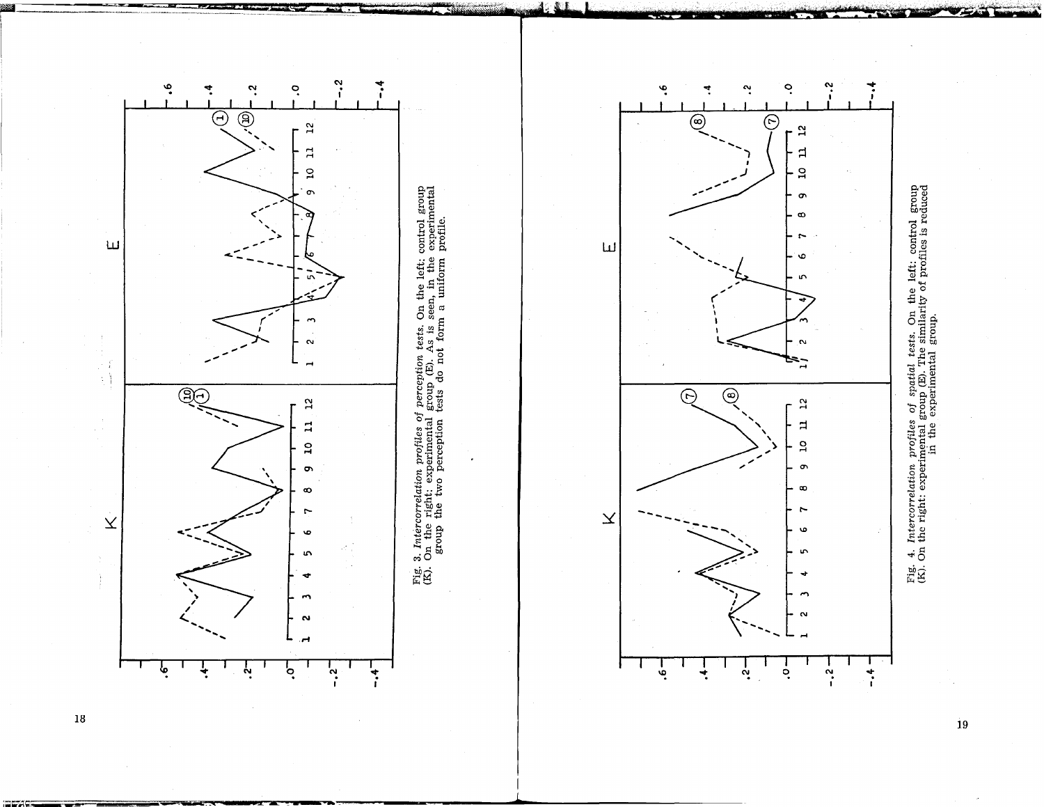Fig. 3. *Intercorrelation profiles of perception tests.* On the left: control group (K). On the right: experimental group (E). As is seen, in the experimental group the two perception tests do not form a uniform profile.

Fig. 4. *Intercorrelation profiles of spatial tests.* On the left: control group (K). On the right: experimental group (E). The similarity of profiles is reduced in the experimental group.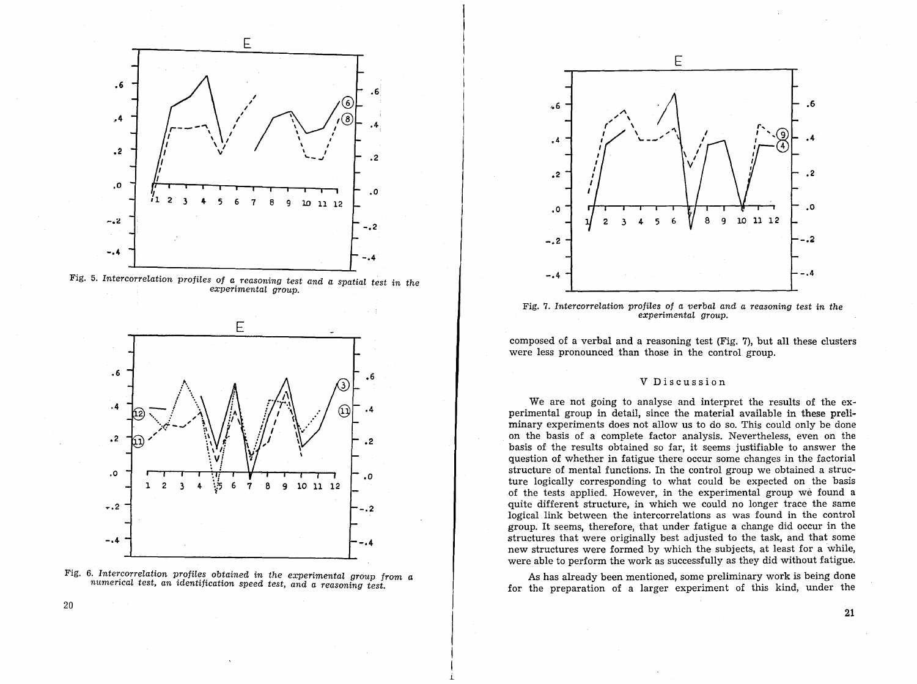Fig. 5. *Intercorrelation profiles of a reasoning test and a spatial test in the experimental group.*

Fig. 6. *Intercorrelation profiles obtained in the experimental group from a numerical test, an identification speed test, and a reasoning test.*

Fig. 7. *Intercorrelation profiles of a verbal and a reasoning test in the experimental group.*

composed of a verbal and a reasoning test (Fig. 7), but all these clusters were less pronounced than those in the control group.

## V Discussion

We are not going to analyse and interpret the results of the experimental group in detail, since the material available in these preliminary experiments does not allow us to do so. This could only be done on the basis of a complete factor analysis. Nevertheless, even on the basis of the results obtained so far, it seems justifiable to answer the question of whether in fatigue there occur some changes in the factorial structure of mental functions. In the control group we obtained a structure logically corresponding to what could be expected on the basis of the tests applied. However, in the experimental group we found a quite different structure, in which we could no longer trace the same logical link between the intercorrelations as was found in the control group. It seems, therefore, that under fatigue a change did occur in the structures that were originally best adjusted to the task, and that some new structures were formed by which the subjects, at least for a while, were able to perform the work as successfully as they did without fatigue.

As has already been mentioned, some preliminary work is being done for the preparation of a larger experiment of this kind, under the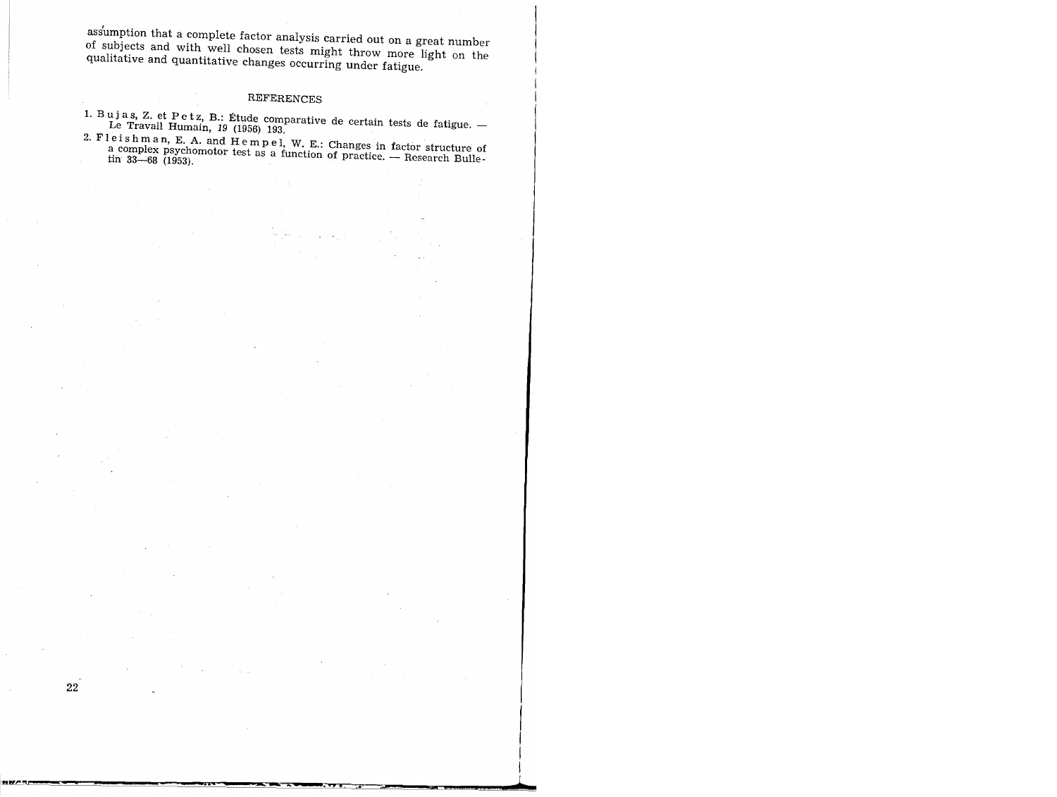assumption that a complete factor analysis carried out on a great number of subjects and with well chosen tests might throw more light on the qualitative and quantitative changes occurring under fatigue.

## REFERENCES

1. Bujas, Z. et Petz, B.: Étude comparative de certain tests de fatigue. — Le Travail Humain, *19* (1956) 193.
2. Fleishman, E. A. and Hempel, W. E.: Changes in factor structure of a complex psychomotor test as a function of practice. — Research Bulletin 33—68 (1953).